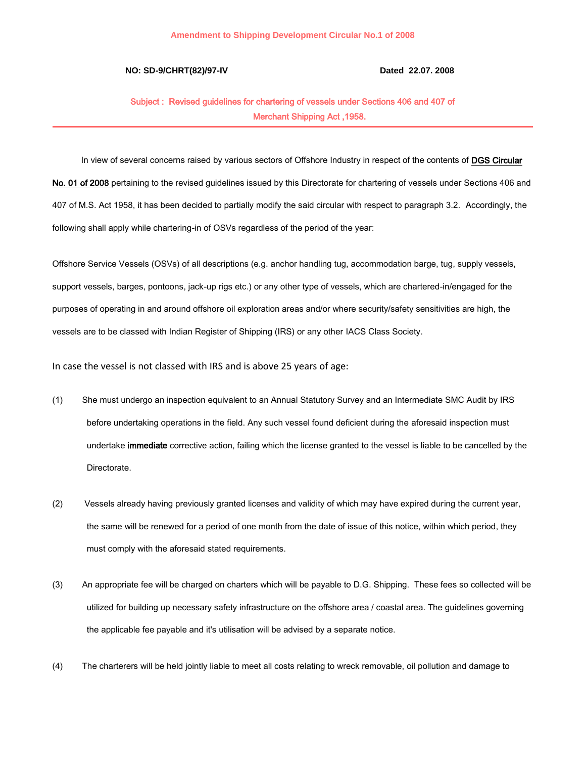**Amendment to Shipping Development Circular No.1 of 2008**

**NO: SD-9/CHRT(82)/97-IV** **Dated 22.07. 2008**

**Subject : Revised guidelines for chartering of vessels under Sections 406 and 407 of Merchant Shipping Act ,1958.**

---

In view of several concerns raised by various sectors of Offshore Industry in respect of the contents of **DGS Circular No. 01 of 2008** pertaining to the revised guidelines issued by this Directorate for chartering of vessels under Sections 406 and 407 of M.S. Act 1958, it has been decided to partially modify the said circular with respect to paragraph 3.2. Accordingly, the following shall apply while chartering-in of OSVs regardless of the period of the year:

Offshore Service Vessels (OSVs) of all descriptions (e.g. anchor handling tug, accommodation barge, tug, supply vessels, support vessels, barges, pontoons, jack-up rigs etc.) or any other type of vessels, which are chartered-in/engaged for the purposes of operating in and around offshore oil exploration areas and/or where security/safety sensitivities are high, the vessels are to be classed with Indian Register of Shipping (IRS) or any other IACS Class Society.

In case the vessel is not classed with IRS and is above 25 years of age:

(1) She must undergo an inspection equivalent to an Annual Statutory Survey and an Intermediate SMC Audit by IRS before undertaking operations in the field. Any such vessel found deficient during the aforesaid inspection must undertake **immediate** corrective action, failing which the license granted to the vessel is liable to be cancelled by the Directorate.

(2) Vessels already having previously granted licenses and validity of which may have expired during the current year, the same will be renewed for a period of one month from the date of issue of this notice, within which period, they must comply with the aforesaid stated requirements.

(3) An appropriate fee will be charged on charters which will be payable to D.G. Shipping. These fees so collected will be utilized for building up necessary safety infrastructure on the offshore area / coastal area. The guidelines governing the applicable fee payable and it's utilisation will be advised by a separate notice.

(4) The charterers will be held jointly liable to meet all costs relating to wreck removable, oil pollution and damage to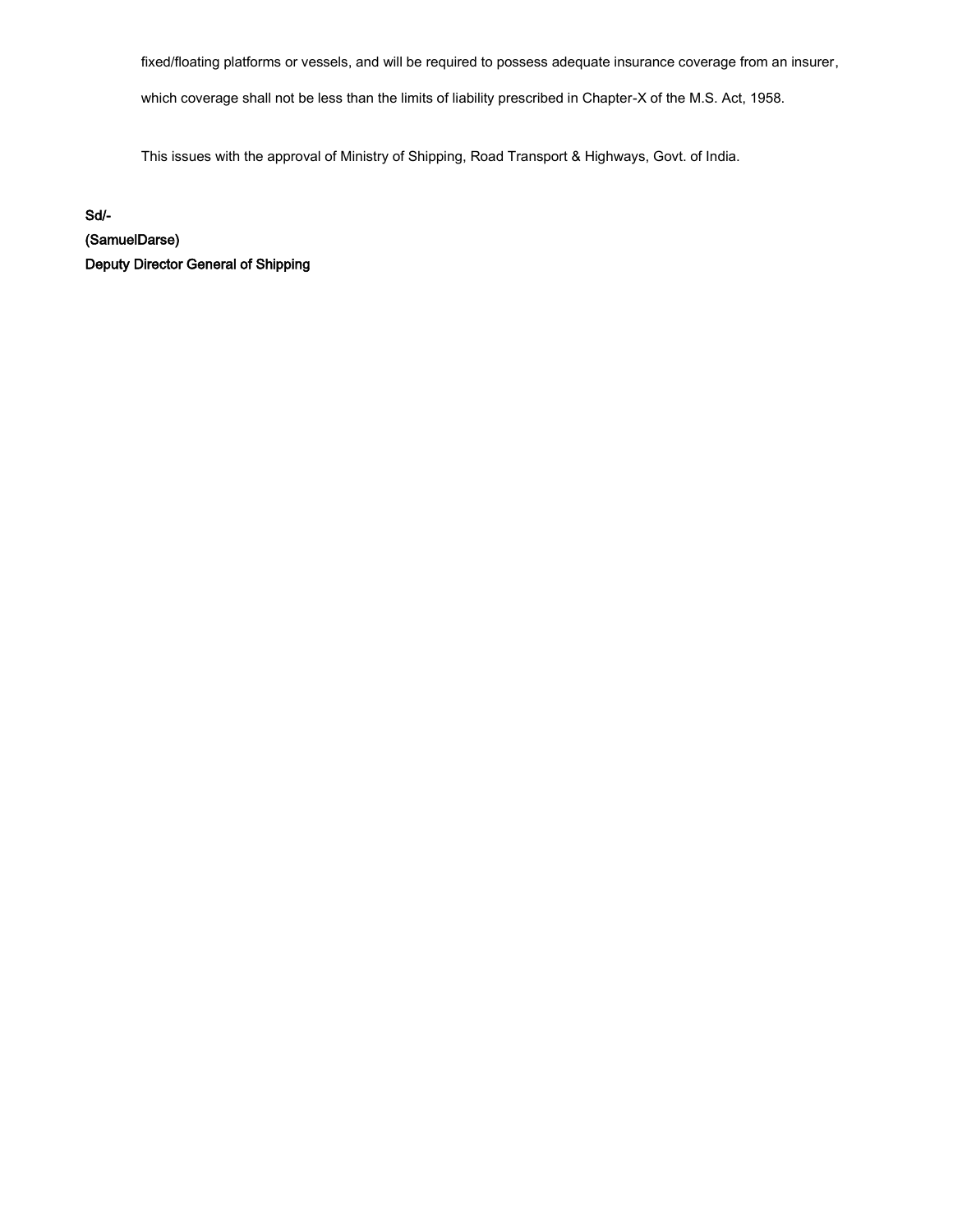fixed/floating platforms or vessels, and will be required to possess adequate insurance coverage from an insurer, which coverage shall not be less than the limits of liability prescribed in Chapter-X of the M.S. Act, 1958.

This issues with the approval of Ministry of Shipping, Road Transport & Highways, Govt. of India.

Sd/-
(SamuelDarse)
Deputy Director General of Shipping